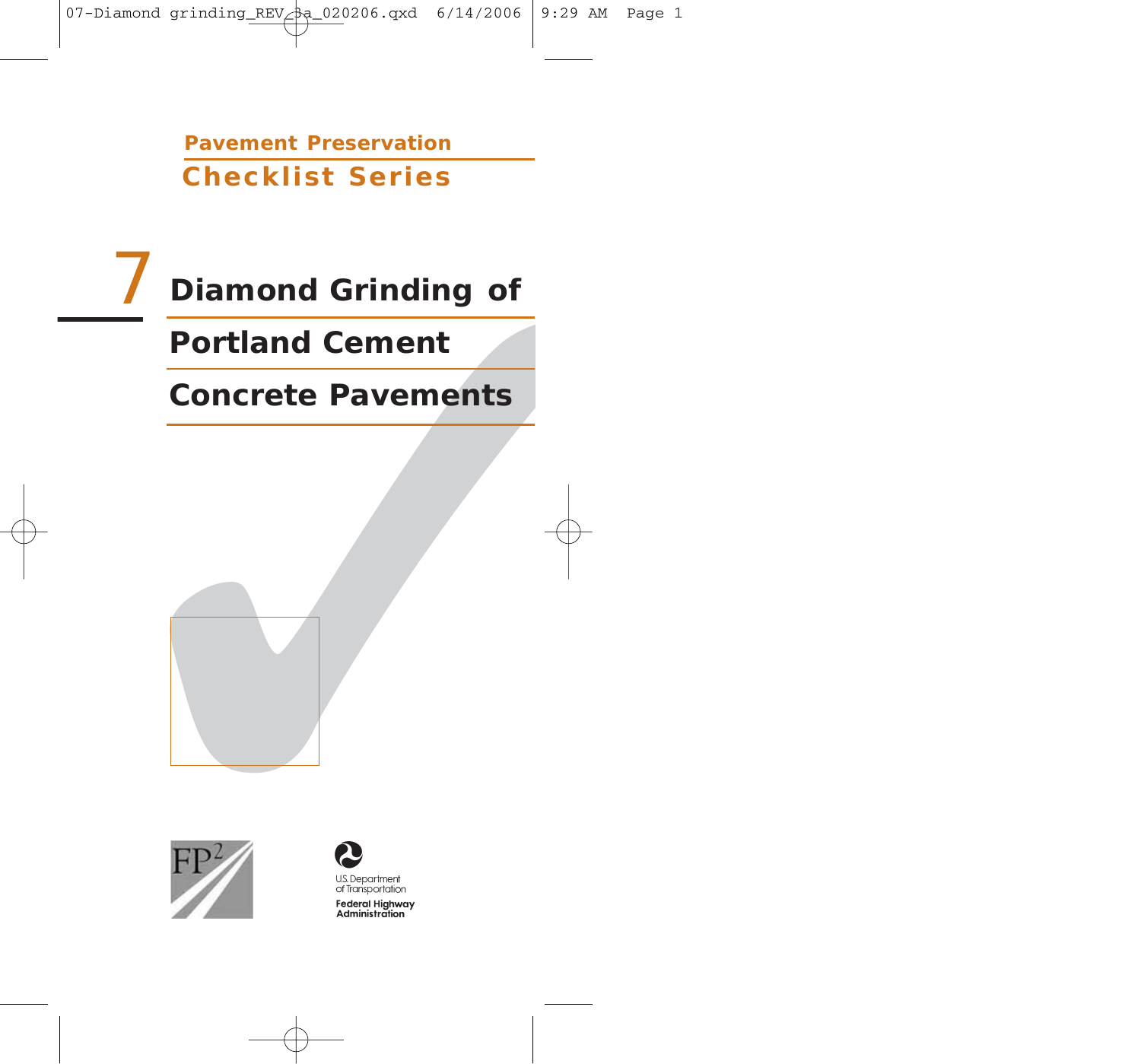Pavement Preservation

Checklist Series

# 7 Diamond Grinding of Portland Cement Concrete Pavements

FP²

U.S. Department of Transportation

Federal Highway Administration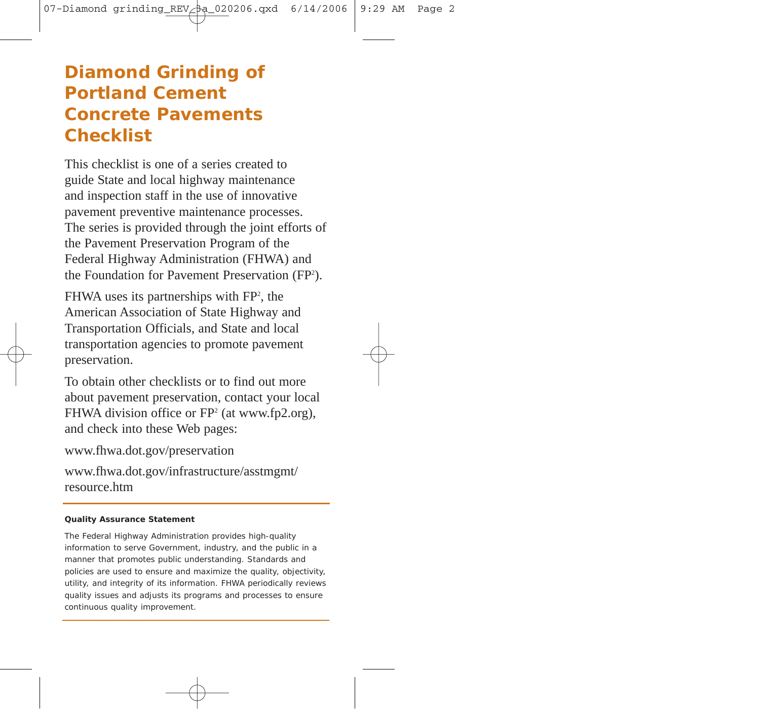# Diamond Grinding of Portland Cement Concrete Pavements Checklist

This checklist is one of a series created to guide State and local highway maintenance and inspection staff in the use of innovative pavement preventive maintenance processes. The series is provided through the joint efforts of the Pavement Preservation Program of the Federal Highway Administration (FHWA) and the Foundation for Pavement Preservation ($FP^2$).

FHWA uses its partnerships with $FP^2$, the American Association of State Highway and Transportation Officials, and State and local transportation agencies to promote pavement preservation.

To obtain other checklists or to find out more about pavement preservation, contact your local FHWA division office or $FP^2$ (at www.fp2.org), and check into these Web pages:

www.fhwa.dot.gov/preservation

www.fhwa.dot.gov/infrastructure/asstmgmt/resource.htm

---

**Quality Assurance Statement**

The Federal Highway Administration provides high-quality information to serve Government, industry, and the public in a manner that promotes public understanding. Standards and policies are used to ensure and maximize the quality, objectivity, utility, and integrity of its information. FHWA periodically reviews quality issues and adjusts its programs and processes to ensure continuous quality improvement.

---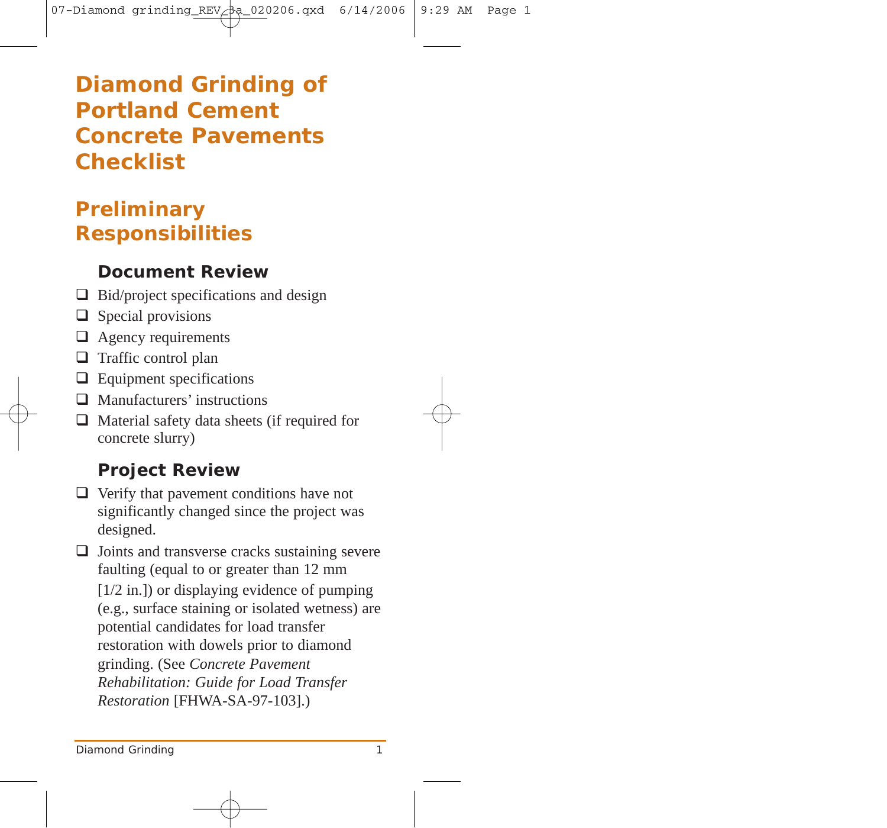# Diamond Grinding of Portland Cement Concrete Pavements Checklist

## Preliminary Responsibilities

### Document Review

- ❑ Bid/project specifications and design
- ❑ Special provisions
- ❑ Agency requirements
- ❑ Traffic control plan
- ❑ Equipment specifications
- ❑ Manufacturers' instructions
- ❑ Material safety data sheets (if required for concrete slurry)

### Project Review

- ❑ Verify that pavement conditions have not significantly changed since the project was designed.
- ❑ Joints and transverse cracks sustaining severe faulting (equal to or greater than 12 mm [1/2 in.]) or displaying evidence of pumping (e.g., surface staining or isolated wetness) are potential candidates for load transfer restoration with dowels prior to diamond grinding. (See *Concrete Pavement Rehabilitation: Guide for Load Transfer Restoration* [FHWA-SA-97-103].)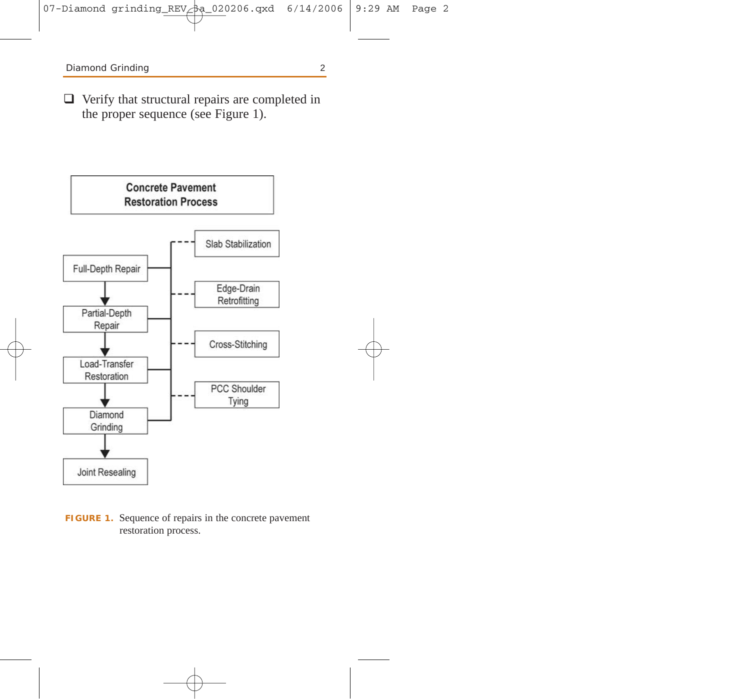- [ ] Verify that structural repairs are completed in the proper sequence (see Figure 1).

**Concrete Pavement Restoration Process**

Full-Depth Repair → Partial-Depth Repair → Load-Transfer Restoration → Diamond Grinding → Joint Resealing

Slab Stabilization

Edge-Drain Retrofitting

Cross-Stitching

PCC Shoulder Tying

**FIGURE 1.** Sequence of repairs in the concrete pavement restoration process.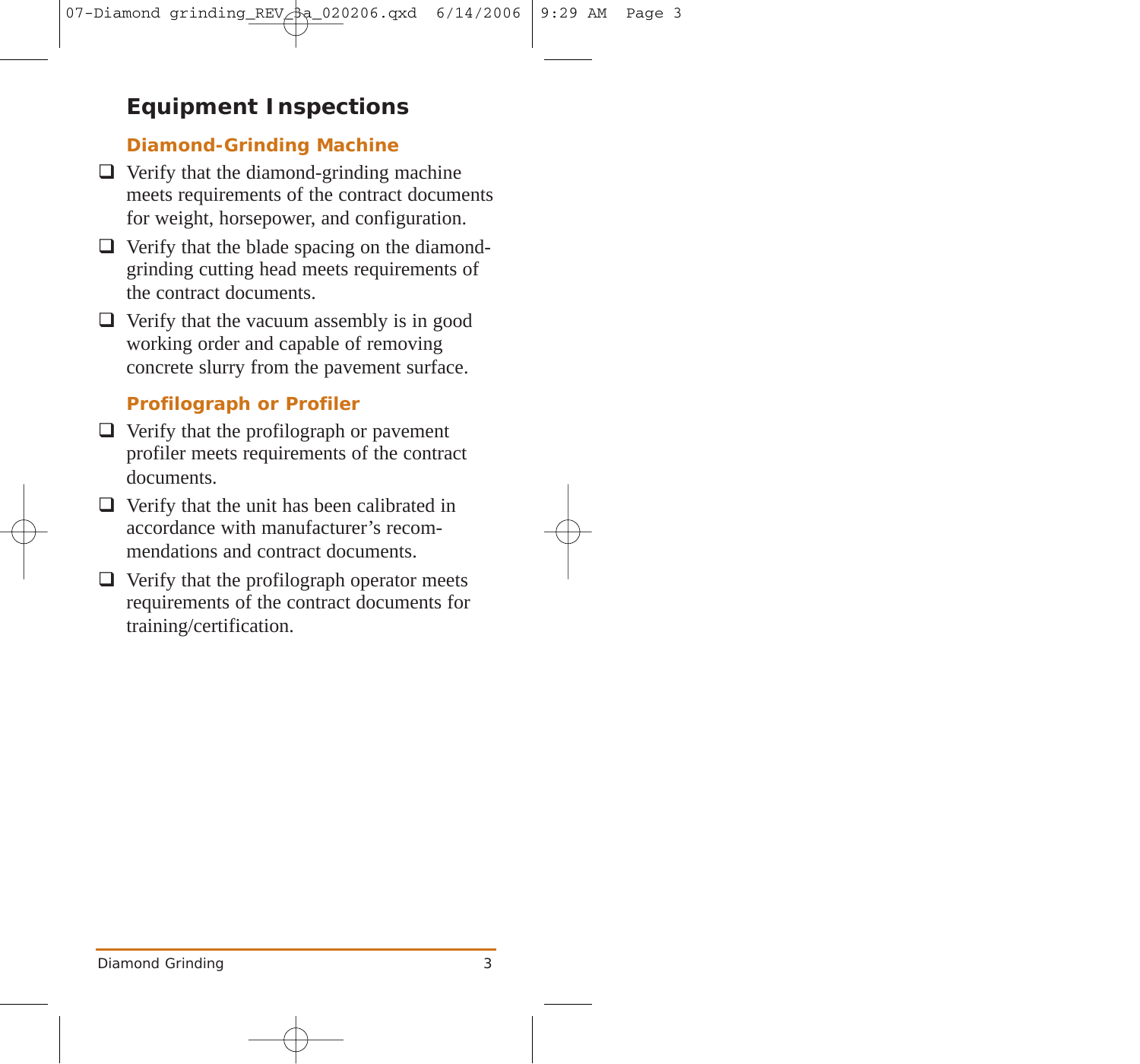## Equipment Inspections

### Diamond-Grinding Machine

- ❑ Verify that the diamond-grinding machine meets requirements of the contract documents for weight, horsepower, and configuration.
- ❑ Verify that the blade spacing on the diamond-grinding cutting head meets requirements of the contract documents.
- ❑ Verify that the vacuum assembly is in good working order and capable of removing concrete slurry from the pavement surface.

### Profilograph or Profiler

- ❑ Verify that the profilograph or pavement profiler meets requirements of the contract documents.
- ❑ Verify that the unit has been calibrated in accordance with manufacturer's recommendations and contract documents.
- ❑ Verify that the profilograph operator meets requirements of the contract documents for training/certification.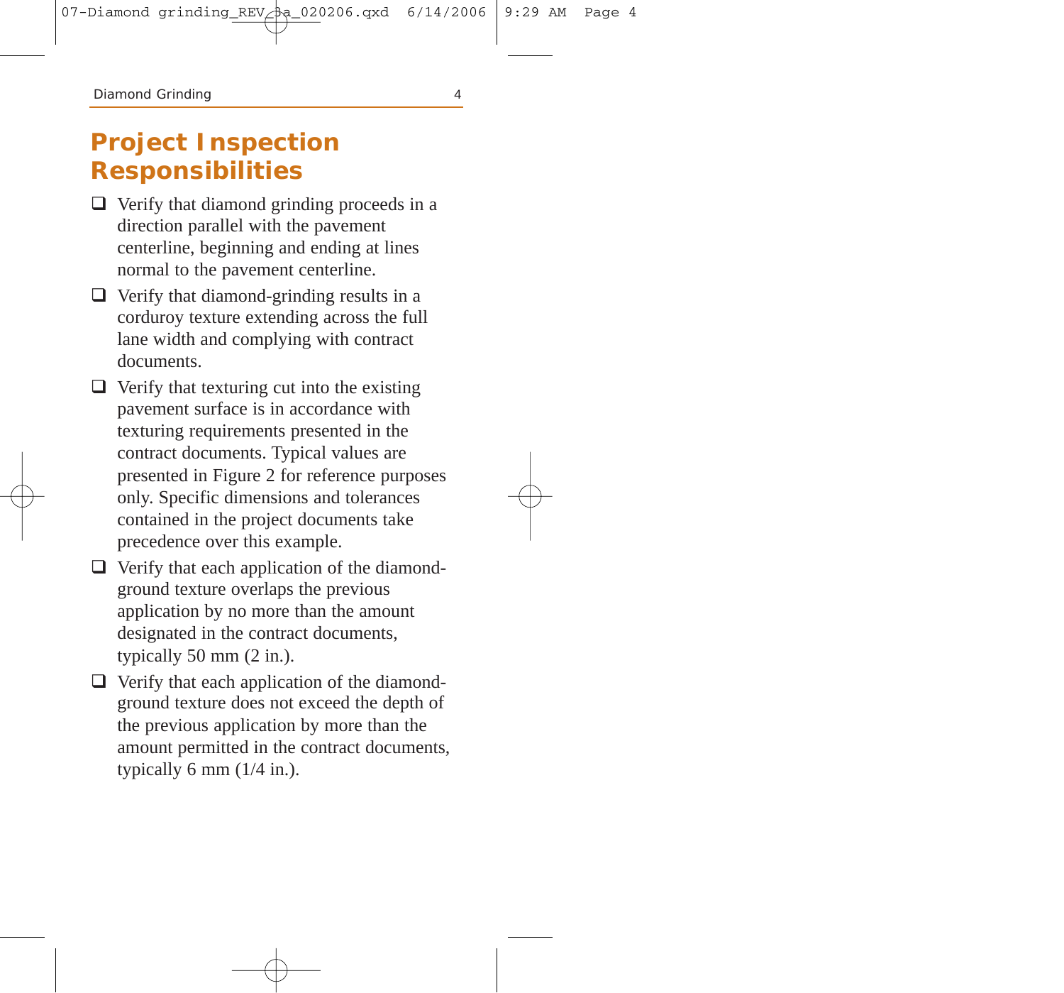# Project Inspection Responsibilities

- ❑ Verify that diamond grinding proceeds in a direction parallel with the pavement centerline, beginning and ending at lines normal to the pavement centerline.
- ❑ Verify that diamond-grinding results in a corduroy texture extending across the full lane width and complying with contract documents.
- ❑ Verify that texturing cut into the existing pavement surface is in accordance with texturing requirements presented in the contract documents. Typical values are presented in Figure 2 for reference purposes only. Specific dimensions and tolerances contained in the project documents take precedence over this example.
- ❑ Verify that each application of the diamond-ground texture overlaps the previous application by no more than the amount designated in the contract documents, typically 50 mm (2 in.).
- ❑ Verify that each application of the diamond-ground texture does not exceed the depth of the previous application by more than the amount permitted in the contract documents, typically 6 mm (1/4 in.).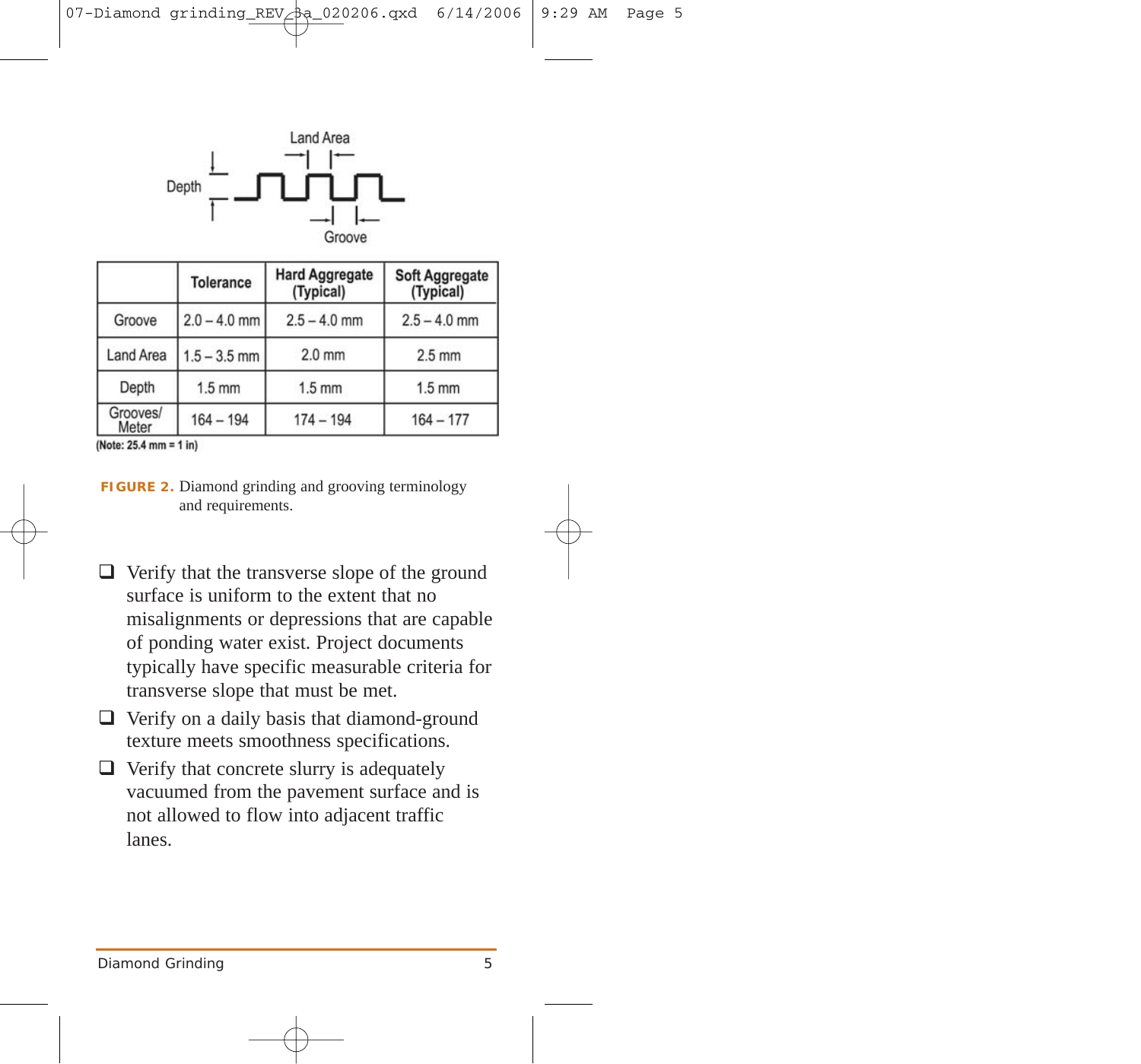Land Area

Depth

Groove

| | Tolerance | Hard Aggregate (Typical) | Soft Aggregate (Typical) |
|---|---|---|---|
| Groove | 2.0 – 4.0 mm | 2.5 – 4.0 mm | 2.5 – 4.0 mm |
| Land Area | 1.5 – 3.5 mm | 2.0 mm | 2.5 mm |
| Depth | 1.5 mm | 1.5 mm | 1.5 mm |
| Grooves/ Meter | 164 – 194 | 174 – 194 | 164 – 177 |

(Note: 25.4 mm = 1 in)

**FIGURE 2.** Diamond grinding and grooving terminology and requirements.

- ❑ Verify that the transverse slope of the ground surface is uniform to the extent that no misalignments or depressions that are capable of ponding water exist. Project documents typically have specific measurable criteria for transverse slope that must be met.
- ❑ Verify on a daily basis that diamond-ground texture meets smoothness specifications.
- ❑ Verify that concrete slurry is adequately vacuumed from the pavement surface and is not allowed to flow into adjacent traffic lanes.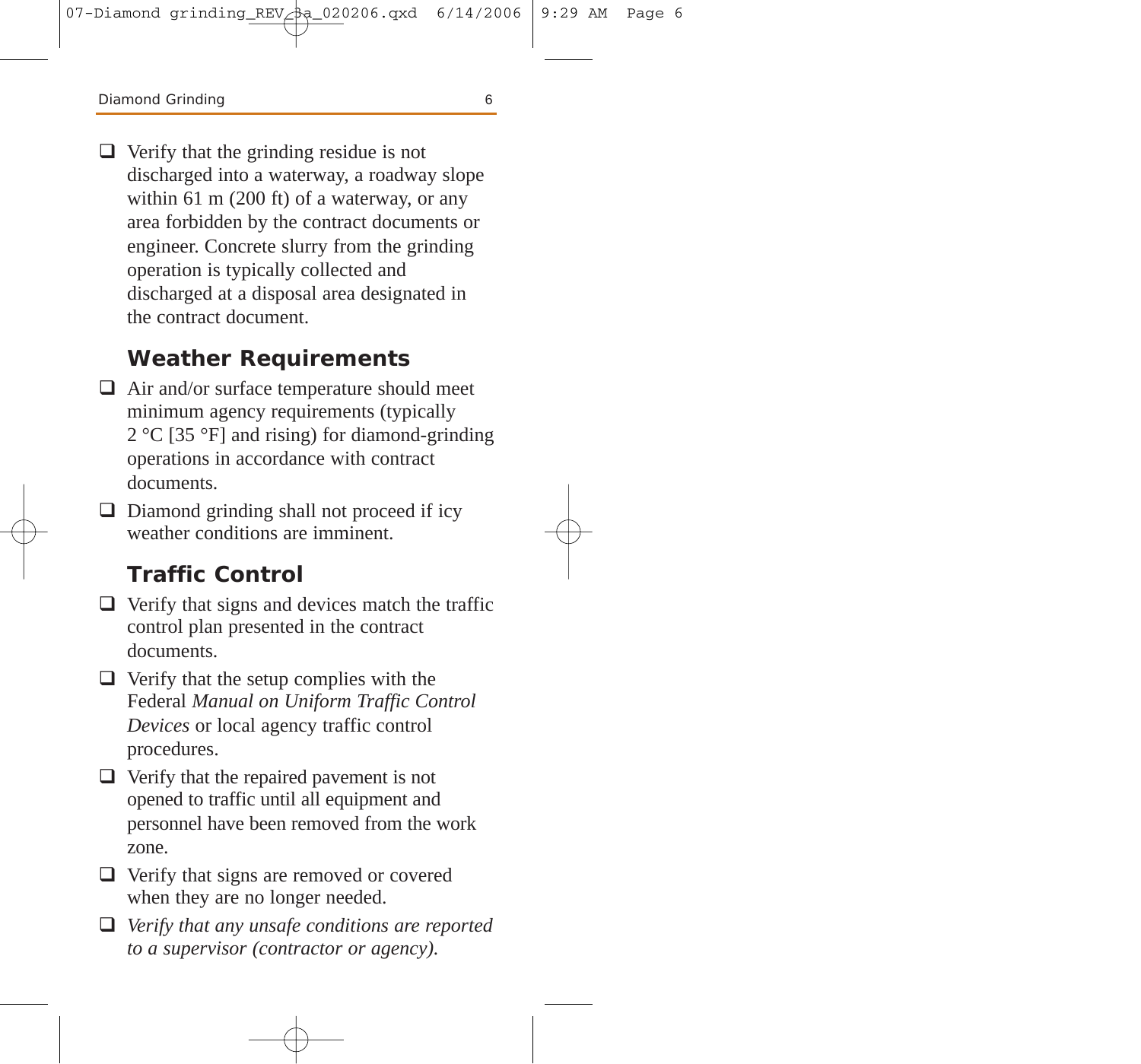- ❑ Verify that the grinding residue is not discharged into a waterway, a roadway slope within 61 m (200 ft) of a waterway, or any area forbidden by the contract documents or engineer. Concrete slurry from the grinding operation is typically collected and discharged at a disposal area designated in the contract document.

## Weather Requirements

- ❑ Air and/or surface temperature should meet minimum agency requirements (typically 2 °C [35 °F] and rising) for diamond-grinding operations in accordance with contract documents.
- ❑ Diamond grinding shall not proceed if icy weather conditions are imminent.

## Traffic Control

- ❑ Verify that signs and devices match the traffic control plan presented in the contract documents.
- ❑ Verify that the setup complies with the Federal *Manual on Uniform Traffic Control Devices* or local agency traffic control procedures.
- ❑ Verify that the repaired pavement is not opened to traffic until all equipment and personnel have been removed from the work zone.
- ❑ Verify that signs are removed or covered when they are no longer needed.
- ❑ *Verify that any unsafe conditions are reported to a supervisor (contractor or agency).*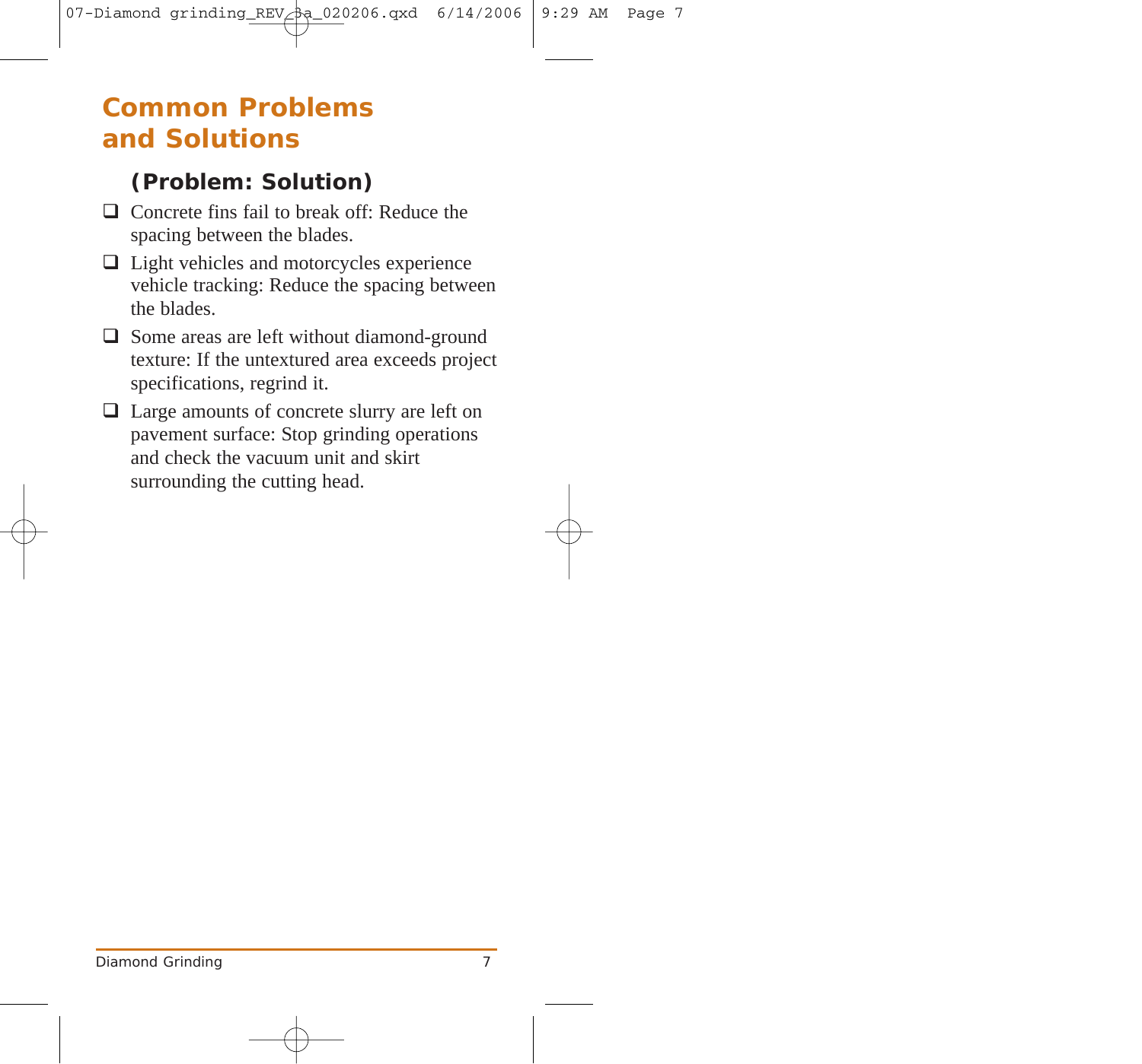## Common Problems and Solutions

**(Problem: Solution)**

- ❑ Concrete fins fail to break off: Reduce the spacing between the blades.
- ❑ Light vehicles and motorcycles experience vehicle tracking: Reduce the spacing between the blades.
- ❑ Some areas are left without diamond-ground texture: If the untextured area exceeds project specifications, regrind it.
- ❑ Large amounts of concrete slurry are left on pavement surface: Stop grinding operations and check the vacuum unit and skirt surrounding the cutting head.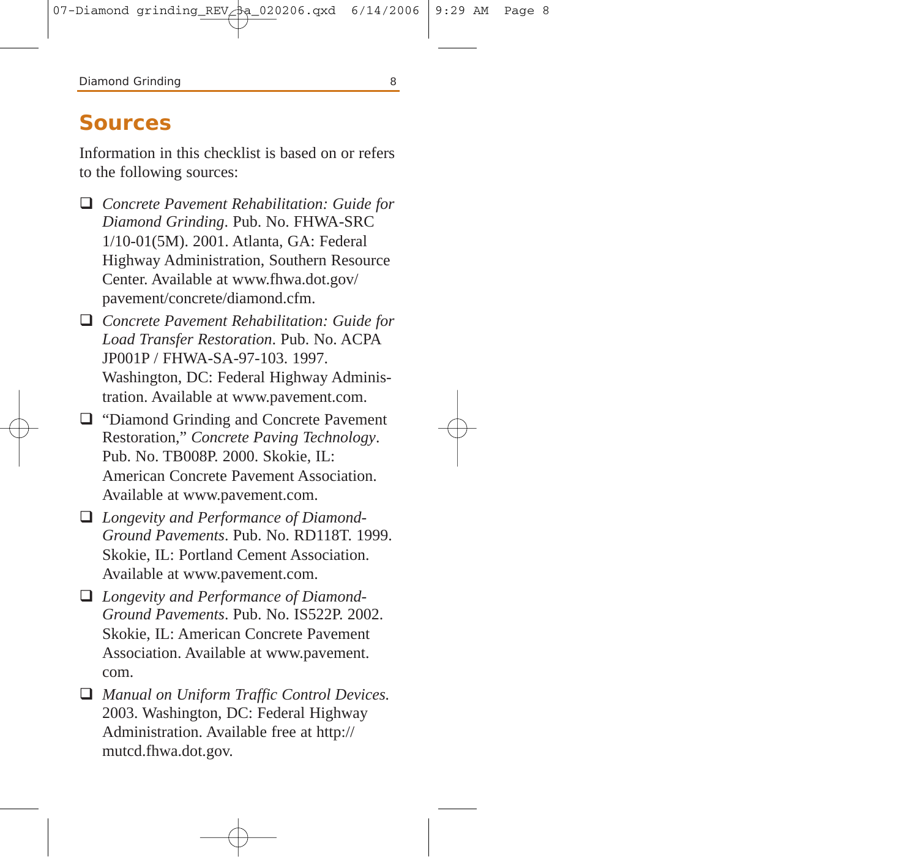## Sources

Information in this checklist is based on or refers to the following sources:

- ❑ *Concrete Pavement Rehabilitation: Guide for Diamond Grinding*. Pub. No. FHWA-SRC 1/10-01(5M). 2001. Atlanta, GA: Federal Highway Administration, Southern Resource Center. Available at www.fhwa.dot.gov/pavement/concrete/diamond.cfm.
- ❑ *Concrete Pavement Rehabilitation: Guide for Load Transfer Restoration*. Pub. No. ACPA JP001P / FHWA-SA-97-103. 1997. Washington, DC: Federal Highway Administration. Available at www.pavement.com.
- ❑ "Diamond Grinding and Concrete Pavement Restoration," *Concrete Paving Technology*. Pub. No. TB008P. 2000. Skokie, IL: American Concrete Pavement Association. Available at www.pavement.com.
- ❑ *Longevity and Performance of Diamond-Ground Pavements*. Pub. No. RD118T. 1999. Skokie, IL: Portland Cement Association. Available at www.pavement.com.
- ❑ *Longevity and Performance of Diamond-Ground Pavements*. Pub. No. IS522P. 2002. Skokie, IL: American Concrete Pavement Association. Available at www.pavement.com.
- ❑ *Manual on Uniform Traffic Control Devices*. 2003. Washington, DC: Federal Highway Administration. Available free at http://mutcd.fhwa.dot.gov.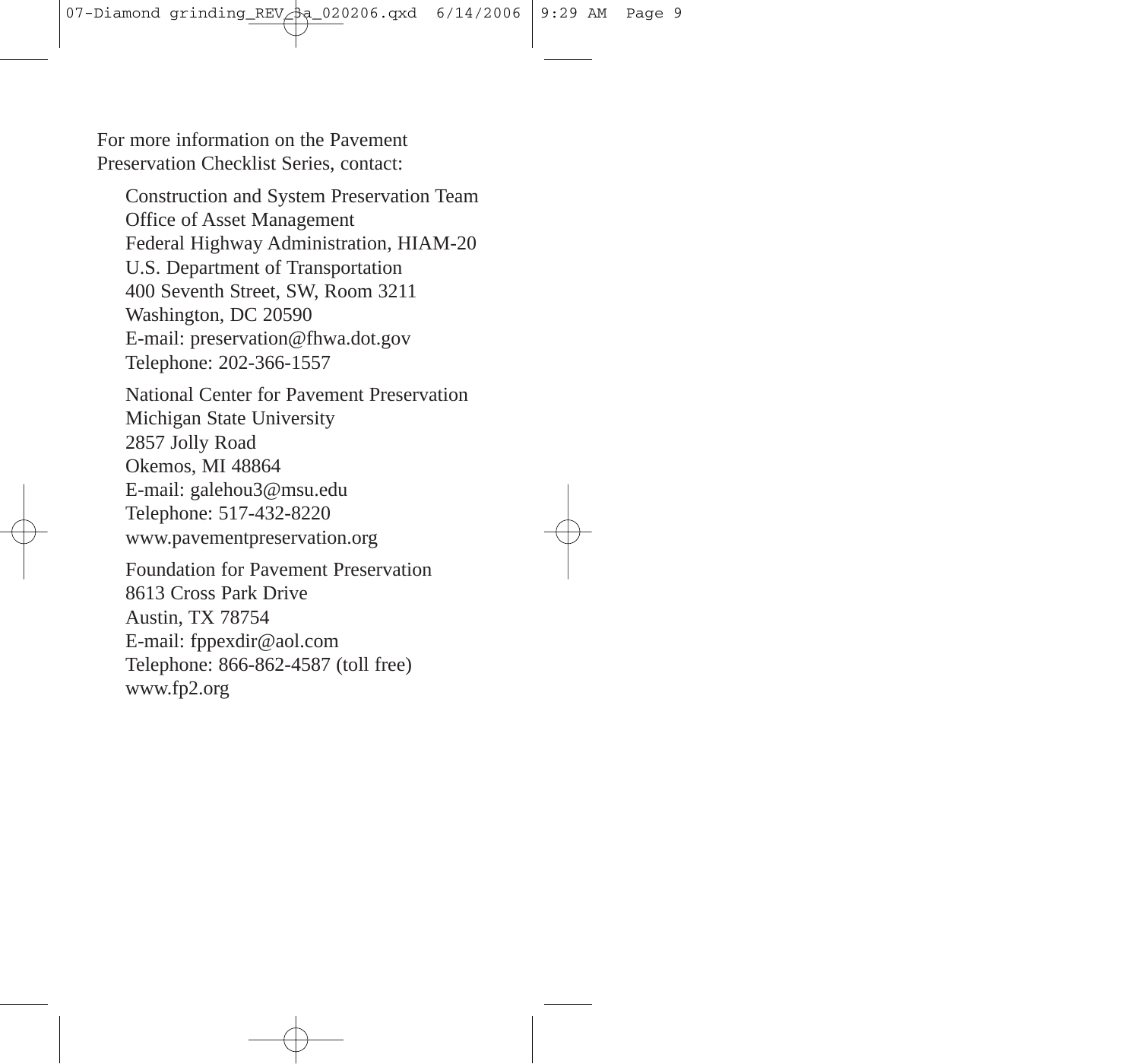For more information on the Pavement Preservation Checklist Series, contact:

Construction and System Preservation Team  
Office of Asset Management  
Federal Highway Administration, HIAM-20  
U.S. Department of Transportation  
400 Seventh Street, SW, Room 3211  
Washington, DC 20590  
E-mail: preservation@fhwa.dot.gov  
Telephone: 202-366-1557

National Center for Pavement Preservation  
Michigan State University  
2857 Jolly Road  
Okemos, MI 48864  
E-mail: galehou3@msu.edu  
Telephone: 517-432-8220  
www.pavementpreservation.org

Foundation for Pavement Preservation  
8613 Cross Park Drive  
Austin, TX 78754  
E-mail: fppexdir@aol.com  
Telephone: 866-862-4587 (toll free)  
www.fp2.org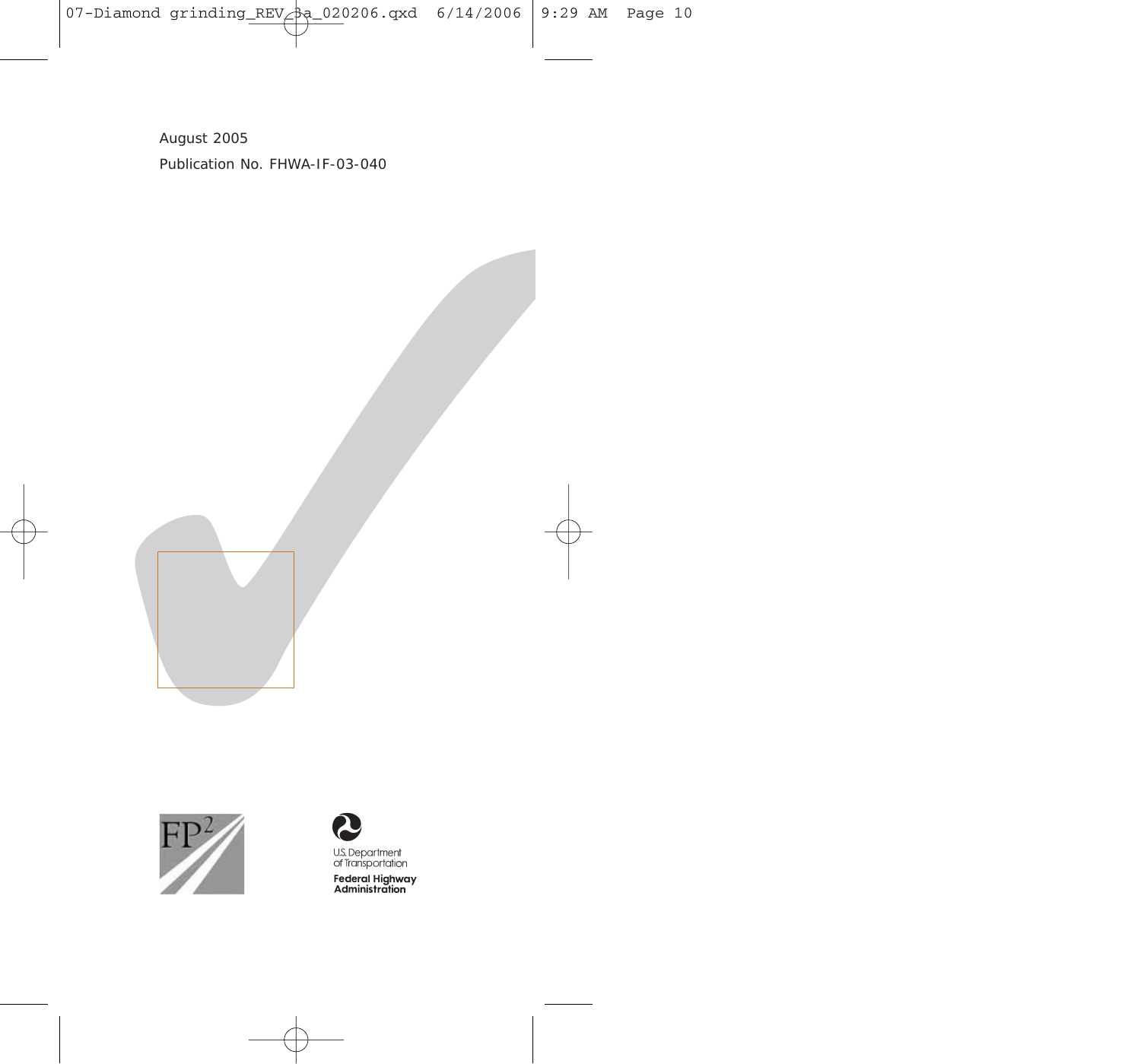August 2005

Publication No. FHWA-IF-03-040

FP2

U.S. Department of Transportation

Federal Highway Administration